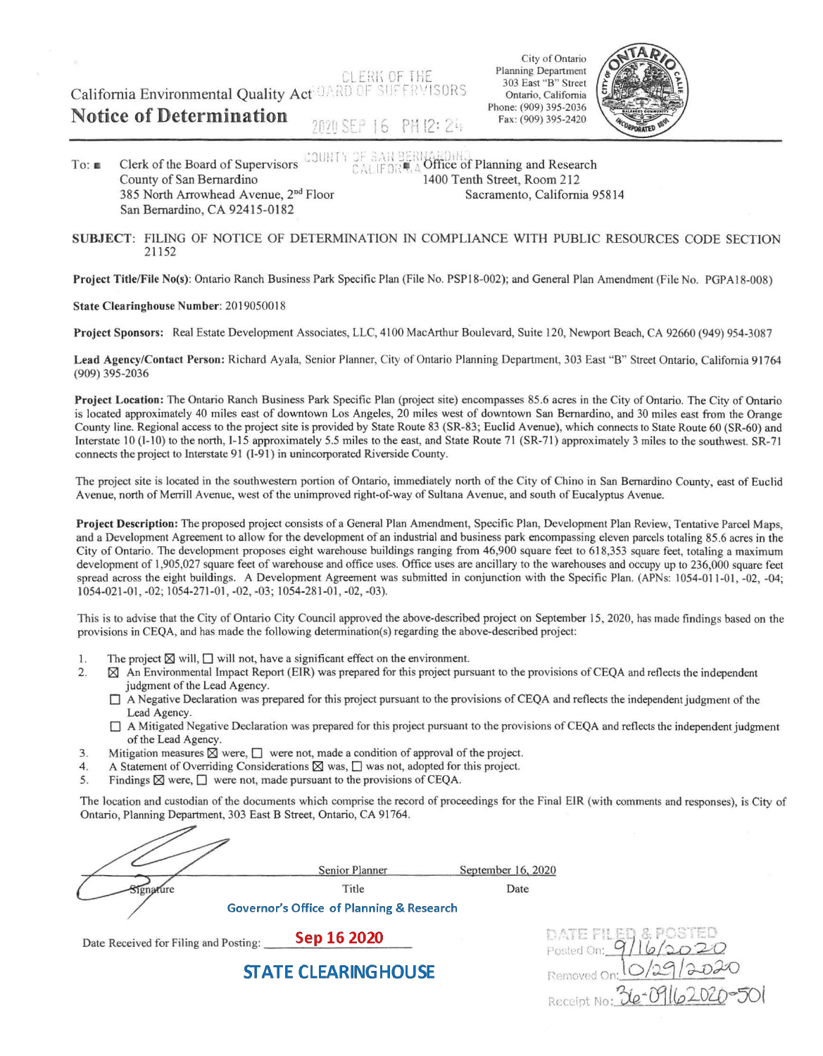California Environmental Quality Act

# Notice of Determination

CLERK OF THE BOARD OF SUPERVISORS

2020 SEP 16 PM 12: 24

City of Ontario
Planning Department
303 East "B" Street
Ontario, California
Phone: (909) 395-2036
Fax: (909) 395-2420

To: ■ Clerk of the Board of Supervisors
County of San Bernardino
385 North Arrowhead Avenue, 2nd Floor
San Bernardino, CA 92415-0182

COUNTY OF SAN BERNARDINO CALIFORNIA

■ Office of Planning and Research
1400 Tenth Street, Room 212
Sacramento, California 95814

**SUBJECT**: FILING OF NOTICE OF DETERMINATION IN COMPLIANCE WITH PUBLIC RESOURCES CODE SECTION 21152

**Project Title/File No(s)**: Ontario Ranch Business Park Specific Plan (File No. PSP18-002); and General Plan Amendment (File No. PGPA18-008)

**State Clearinghouse Number**: 2019050018

**Project Sponsors:** Real Estate Development Associates, LLC, 4100 MacArthur Boulevard, Suite 120, Newport Beach, CA 92660 (949) 954-3087

**Lead Agency/Contact Person:** Richard Ayala, Senior Planner, City of Ontario Planning Department, 303 East "B" Street Ontario, California 91764 (909) 395-2036

**Project Location:** The Ontario Ranch Business Park Specific Plan (project site) encompasses 85.6 acres in the City of Ontario. The City of Ontario is located approximately 40 miles east of downtown Los Angeles, 20 miles west of downtown San Bernardino, and 30 miles east from the Orange County line. Regional access to the project site is provided by State Route 83 (SR-83; Euclid Avenue), which connects to State Route 60 (SR-60) and Interstate 10 (I-10) to the north, I-15 approximately 5.5 miles to the east, and State Route 71 (SR-71) approximately 3 miles to the southwest. SR-71 connects the project to Interstate 91 (I-91) in unincorporated Riverside County.

The project site is located in the southwestern portion of Ontario, immediately north of the City of Chino in San Bernardino County, east of Euclid Avenue, north of Merrill Avenue, west of the unimproved right-of-way of Sultana Avenue, and south of Eucalyptus Avenue.

**Project Description:** The proposed project consists of a General Plan Amendment, Specific Plan, Development Plan Review, Tentative Parcel Maps, and a Development Agreement to allow for the development of an industrial and business park encompassing eleven parcels totaling 85.6 acres in the City of Ontario. The development proposes eight warehouse buildings ranging from 46,900 square feet to 618,353 square feet, totaling a maximum development of 1,905,027 square feet of warehouse and office uses. Office uses are ancillary to the warehouses and occupy up to 236,000 square feet spread across the eight buildings. A Development Agreement was submitted in conjunction with the Specific Plan. (APNs: 1054-011-01, -02, -04; 1054-021-01, -02; 1054-271-01, -02, -03; 1054-281-01, -02, -03).

This is to advise that the City of Ontario City Council approved the above-described project on September 15, 2020, has made findings based on the provisions in CEQA, and has made the following determination(s) regarding the above-described project:

1. The project ☒ will, ☐ will not, have a significant effect on the environment.
2. ☒ An Environmental Impact Report (EIR) was prepared for this project pursuant to the provisions of CEQA and reflects the independent judgment of the Lead Agency.
   ☐ A Negative Declaration was prepared for this project pursuant to the provisions of CEQA and reflects the independent judgment of the Lead Agency.
   ☐ A Mitigated Negative Declaration was prepared for this project pursuant to the provisions of CEQA and reflects the independent judgment of the Lead Agency.
3. Mitigation measures ☒ were, ☐ were not, made a condition of approval of the project.
4. A Statement of Overriding Considerations ☒ was, ☐ was not, adopted for this project.
5. Findings ☒ were, ☐ were not, made pursuant to the provisions of CEQA.

The location and custodian of the documents which comprise the record of proceedings for the Final EIR (with comments and responses), is City of Ontario, Planning Department, 303 East B Street, Ontario, CA 91764.

| Signature | Senior Planner | September 16, 2020 |
|---|---|---|
| Signature | Title | Date |

Governor's Office of Planning & Research

Date Received for Filing and Posting: Sep 16 2020

STATE CLEARINGHOUSE

DATE FILED & POSTED
Posted On: 9/16/2020
Removed On: 10/29/2020
Receipt No: 36-09162020-501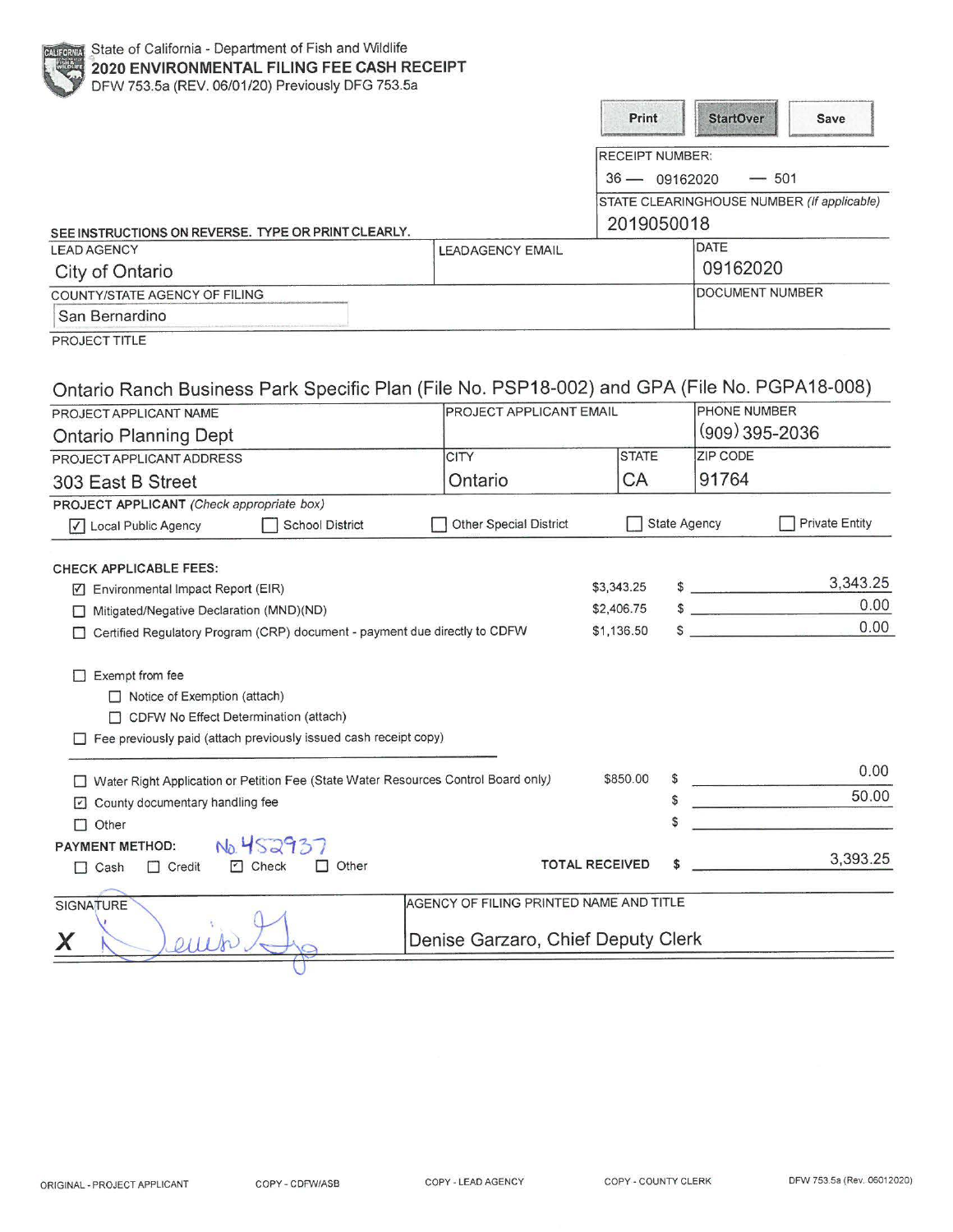State of California - Department of Fish and Wildlife

# 2020 ENVIRONMENTAL FILING FEE CASH RECEIPT

DFW 753.5a (REV. 06/01/20) Previously DFG 753.5a

Print | StartOver | Save

RECEIPT NUMBER: 36 — 09162020 — 501

STATE CLEARINGHOUSE NUMBER *(If applicable)*: 2019050018

SEE INSTRUCTIONS ON REVERSE. TYPE OR PRINT CLEARLY.

| | | |
|---|---|---|
| LEAD AGENCY: City of Ontario | LEADAGENCY EMAIL: | DATE: 09162020 |
| COUNTY/STATE AGENCY OF FILING: San Bernardino | | DOCUMENT NUMBER: |

PROJECT TITLE

Ontario Ranch Business Park Specific Plan (File No. PSP18-002) and GPA (File No. PGPA18-008)

| | | | |
|---|---|---|---|
| PROJECT APPLICANT NAME: Ontario Planning Dept | PROJECT APPLICANT EMAIL: | | PHONE NUMBER: (909) 395-2036 |
| PROJECT APPLICANT ADDRESS: 303 East B Street | CITY: Ontario | STATE: CA | ZIP CODE: 91764 |

PROJECT APPLICANT *(Check appropriate box)*

☑ Local Public Agency ☐ School District ☐ Other Special District ☐ State Agency ☐ Private Entity

**CHECK APPLICABLE FEES:**

| | | |
|---|---|---|
| ☑ Environmental Impact Report (EIR) | $3,343.25 | $ 3,343.25 |
| ☐ Mitigated/Negative Declaration (MND)(ND) | $2,406.75 | $ 0.00 |
| ☐ Certified Regulatory Program (CRP) document - payment due directly to CDFW | $1,136.50 | $ 0.00 |

☐ Exempt from fee
- ☐ Notice of Exemption (attach)
- ☐ CDFW No Effect Determination (attach)

☐ Fee previously paid (attach previously issued cash receipt copy)

| | | |
|---|---|---|
| ☐ Water Right Application or Petition Fee (State Water Resources Control Board only) | $850.00 | $ 0.00 |
| ☑ County documentary handling fee | | $ 50.00 |
| ☐ Other | | $ |

PAYMENT METHOD: No. 452937

☐ Cash ☐ Credit ☑ Check ☐ Other

TOTAL RECEIVED $ 3,393.25

| | |
|---|---|
| SIGNATURE: X [signature] | AGENCY OF FILING PRINTED NAME AND TITLE: Denise Garzaro, Chief Deputy Clerk |

ORIGINAL - PROJECT APPLICANT | COPY - CDFW/ASB | COPY - LEAD AGENCY | COPY - COUNTY CLERK | DFW 753.5a (Rev. 06012020)